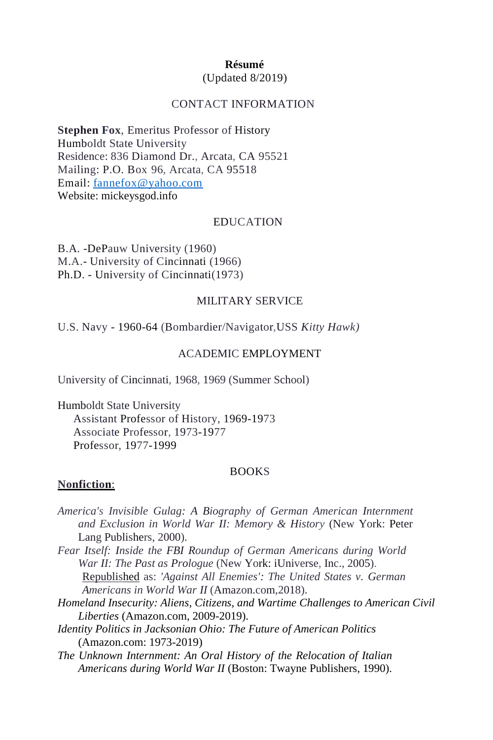**Résumé**

(Updated 8/2019)

## CONTACT INFORMATION

**Stephen Fox**, Emeritus Professor of History
Humboldt State University
Residence: 836 Diamond Dr., Arcata, CA 95521
Mailing: P.O. Box 96, Arcata, CA 95518
Email: fannefox@yahoo.com
Website: mickeysgod.info

## EDUCATION

B.A. -DePauw University (1960)
M.A.- University of Cincinnati (1966)
Ph.D. - University of Cincinnati(1973)

## MILITARY SERVICE

U.S. Navy - 1960-64 (Bombardier/Navigator,USS *Kitty Hawk)*

## ACADEMIC EMPLOYMENT

University of Cincinnati, 1968, 1969 (Summer School)

Humboldt State University
  Assistant Professor of History, 1969-1973
  Associate Professor, 1973-1977
  Professor, 1977-1999

## BOOKS

**Nonfiction**:

*America's Invisible Gulag: A Biography of German American Internment and Exclusion in World War II: Memory & History* (New York: Peter Lang Publishers, 2000).

*Fear Itself: Inside the FBI Roundup of German Americans during World War II: The Past as Prologue* (New York: iUniverse, Inc., 2005).
  Republished as: *'Against All Enemies': The United States v. German Americans in World War II* (Amazon.com,2018).

*Homeland Insecurity: Aliens, Citizens, and Wartime Challenges to American Civil Liberties* (Amazon.com, 2009-2019).

*Identity Politics in Jacksonian Ohio: The Future of American Politics* (Amazon.com: 1973-2019)

*The Unknown Internment: An Oral History of the Relocation of Italian Americans during World War II* (Boston: Twayne Publishers, 1990).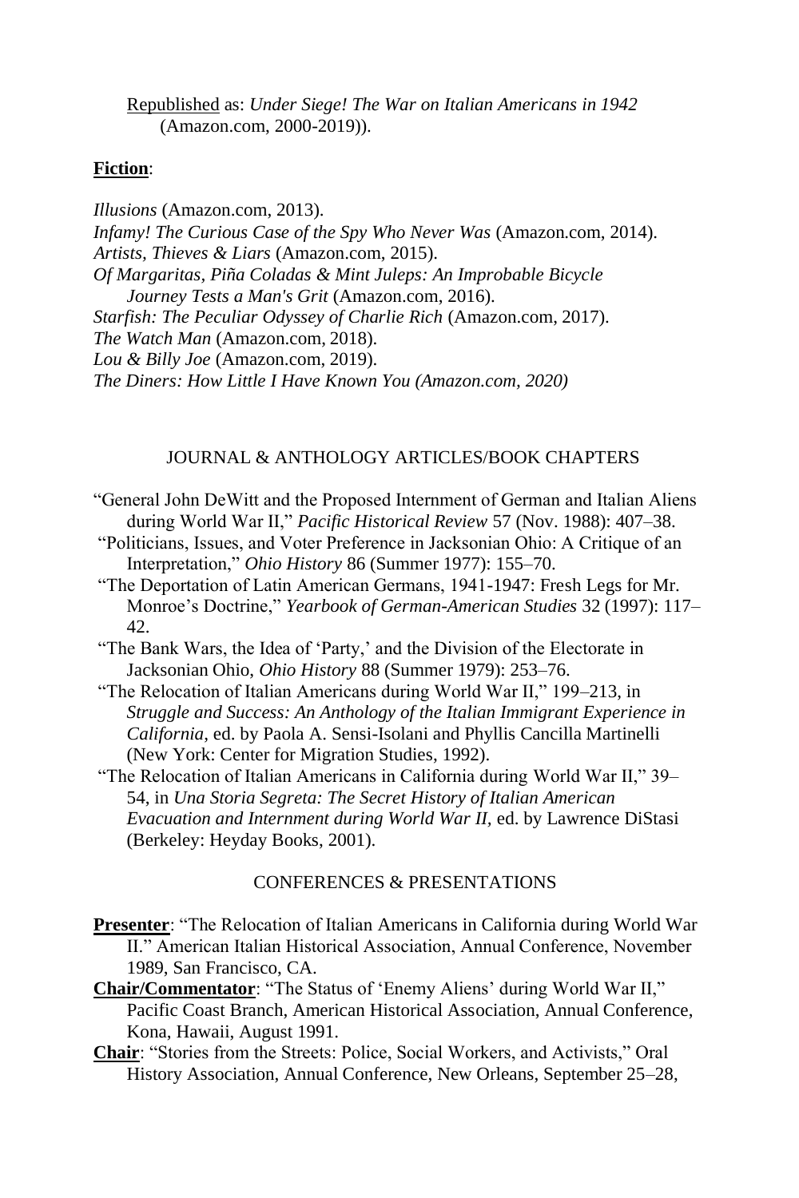Republished as: *Under Siege! The War on Italian Americans in 1942* (Amazon.com, 2000-2019)).

**Fiction**:

*Illusions* (Amazon.com, 2013).
*Infamy! The Curious Case of the Spy Who Never Was* (Amazon.com, 2014).
*Artists, Thieves & Liars* (Amazon.com, 2015).
*Of Margaritas, Piña Coladas & Mint Juleps: An Improbable Bicycle Journey Tests a Man's Grit* (Amazon.com, 2016).
*Starfish: The Peculiar Odyssey of Charlie Rich* (Amazon.com, 2017).
*The Watch Man* (Amazon.com, 2018).
*Lou & Billy Joe* (Amazon.com, 2019).
*The Diners: How Little I Have Known You (Amazon.com, 2020)*

## JOURNAL & ANTHOLOGY ARTICLES/BOOK CHAPTERS

"General John DeWitt and the Proposed Internment of German and Italian Aliens during World War II," *Pacific Historical Review* 57 (Nov. 1988): 407–38.

"Politicians, Issues, and Voter Preference in Jacksonian Ohio: A Critique of an Interpretation," *Ohio History* 86 (Summer 1977): 155–70.

"The Deportation of Latin American Germans, 1941-1947: Fresh Legs for Mr. Monroe's Doctrine," *Yearbook of German-American Studies* 32 (1997): 117–42.

"The Bank Wars, the Idea of 'Party,' and the Division of the Electorate in Jacksonian Ohio, *Ohio History* 88 (Summer 1979): 253–76.

"The Relocation of Italian Americans during World War II," 199–213, in *Struggle and Success: An Anthology of the Italian Immigrant Experience in California*, ed. by Paola A. Sensi-Isolani and Phyllis Cancilla Martinelli (New York: Center for Migration Studies, 1992).

"The Relocation of Italian Americans in California during World War II," 39–54, in *Una Storia Segreta: The Secret History of Italian American Evacuation and Internment during World War II*, ed. by Lawrence DiStasi (Berkeley: Heyday Books, 2001).

## CONFERENCES & PRESENTATIONS

**Presenter**: "The Relocation of Italian Americans in California during World War II." American Italian Historical Association, Annual Conference, November 1989, San Francisco, CA.

**Chair/Commentator**: "The Status of 'Enemy Aliens' during World War II," Pacific Coast Branch, American Historical Association, Annual Conference, Kona, Hawaii, August 1991.

**Chair**: "Stories from the Streets: Police, Social Workers, and Activists," Oral History Association, Annual Conference, New Orleans, September 25–28,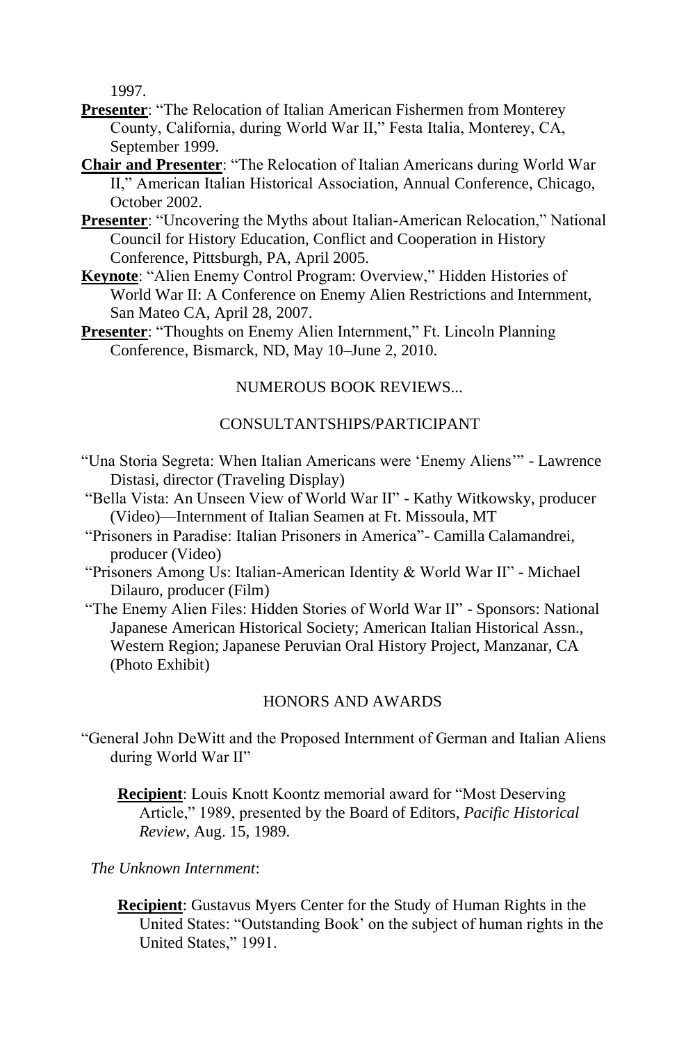1997.

**Presenter**: "The Relocation of Italian American Fishermen from Monterey County, California, during World War II," Festa Italia, Monterey, CA, September 1999.

**Chair and Presenter**: "The Relocation of Italian Americans during World War II," American Italian Historical Association, Annual Conference, Chicago, October 2002.

**Presenter**: "Uncovering the Myths about Italian-American Relocation," National Council for History Education, Conflict and Cooperation in History Conference, Pittsburgh, PA, April 2005.

**Keynote**: "Alien Enemy Control Program: Overview," Hidden Histories of World War II: A Conference on Enemy Alien Restrictions and Internment, San Mateo CA, April 28, 2007.

**Presenter**: "Thoughts on Enemy Alien Internment," Ft. Lincoln Planning Conference, Bismarck, ND, May 10–June 2, 2010.

NUMEROUS BOOK REVIEWS...

## CONSULTANTSHIPS/PARTICIPANT

"Una Storia Segreta: When Italian Americans were 'Enemy Aliens'" - Lawrence Distasi, director (Traveling Display)

"Bella Vista: An Unseen View of World War II" - Kathy Witkowsky, producer (Video)—Internment of Italian Seamen at Ft. Missoula, MT

"Prisoners in Paradise: Italian Prisoners in America"- Camilla Calamandrei, producer (Video)

"Prisoners Among Us: Italian-American Identity & World War II" - Michael Dilauro, producer (Film)

"The Enemy Alien Files: Hidden Stories of World War II" - Sponsors: National Japanese American Historical Society; American Italian Historical Assn., Western Region; Japanese Peruvian Oral History Project, Manzanar, CA (Photo Exhibit)

## HONORS AND AWARDS

"General John DeWitt and the Proposed Internment of German and Italian Aliens during World War II"

**Recipient**: Louis Knott Koontz memorial award for "Most Deserving Article," 1989, presented by the Board of Editors, *Pacific Historical Review*, Aug. 15, 1989.

*The Unknown Internment*:

**Recipient**: Gustavus Myers Center for the Study of Human Rights in the United States: "Outstanding Book' on the subject of human rights in the United States," 1991.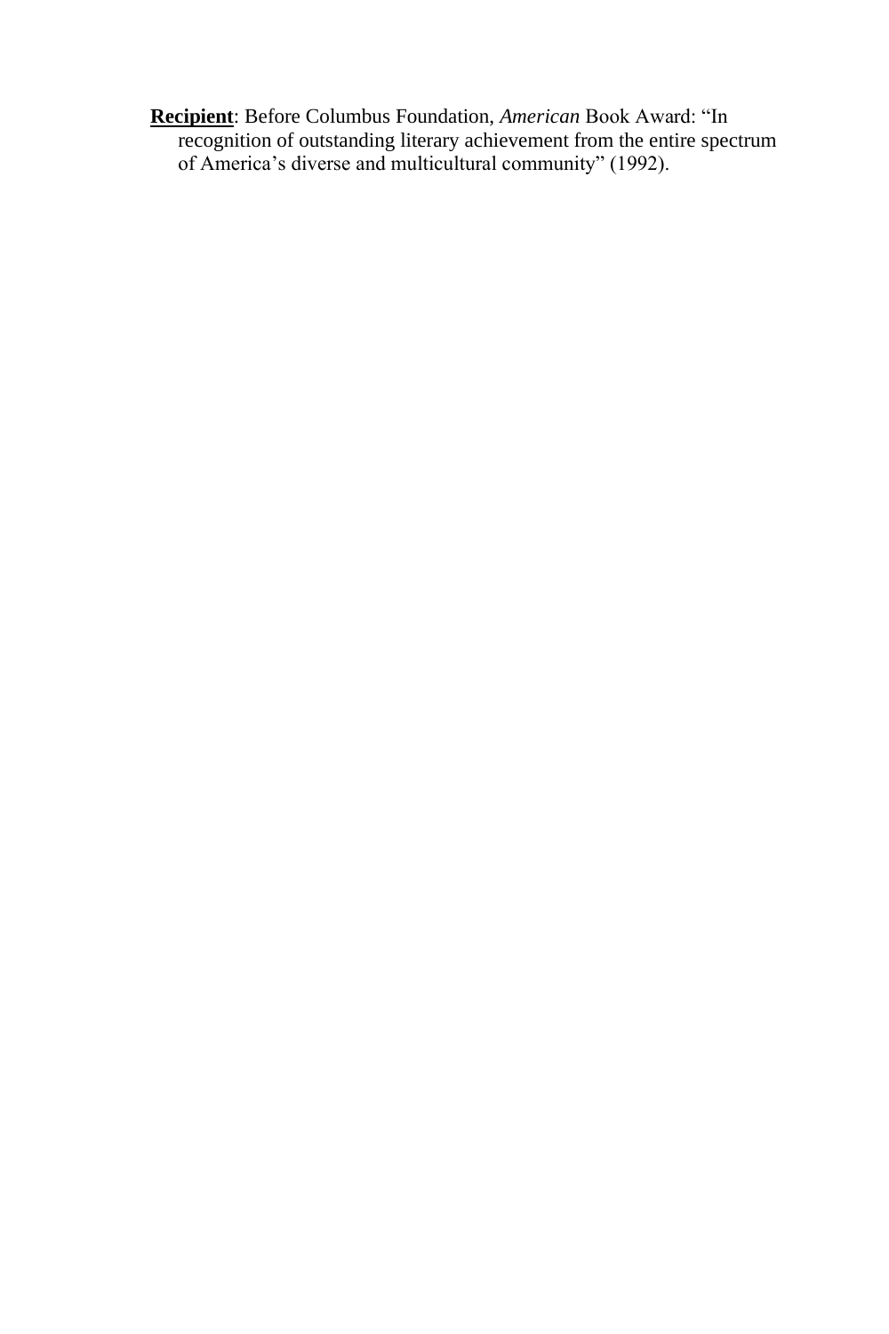**Recipient**: Before Columbus Foundation, *American* Book Award: "In recognition of outstanding literary achievement from the entire spectrum of America's diverse and multicultural community" (1992).